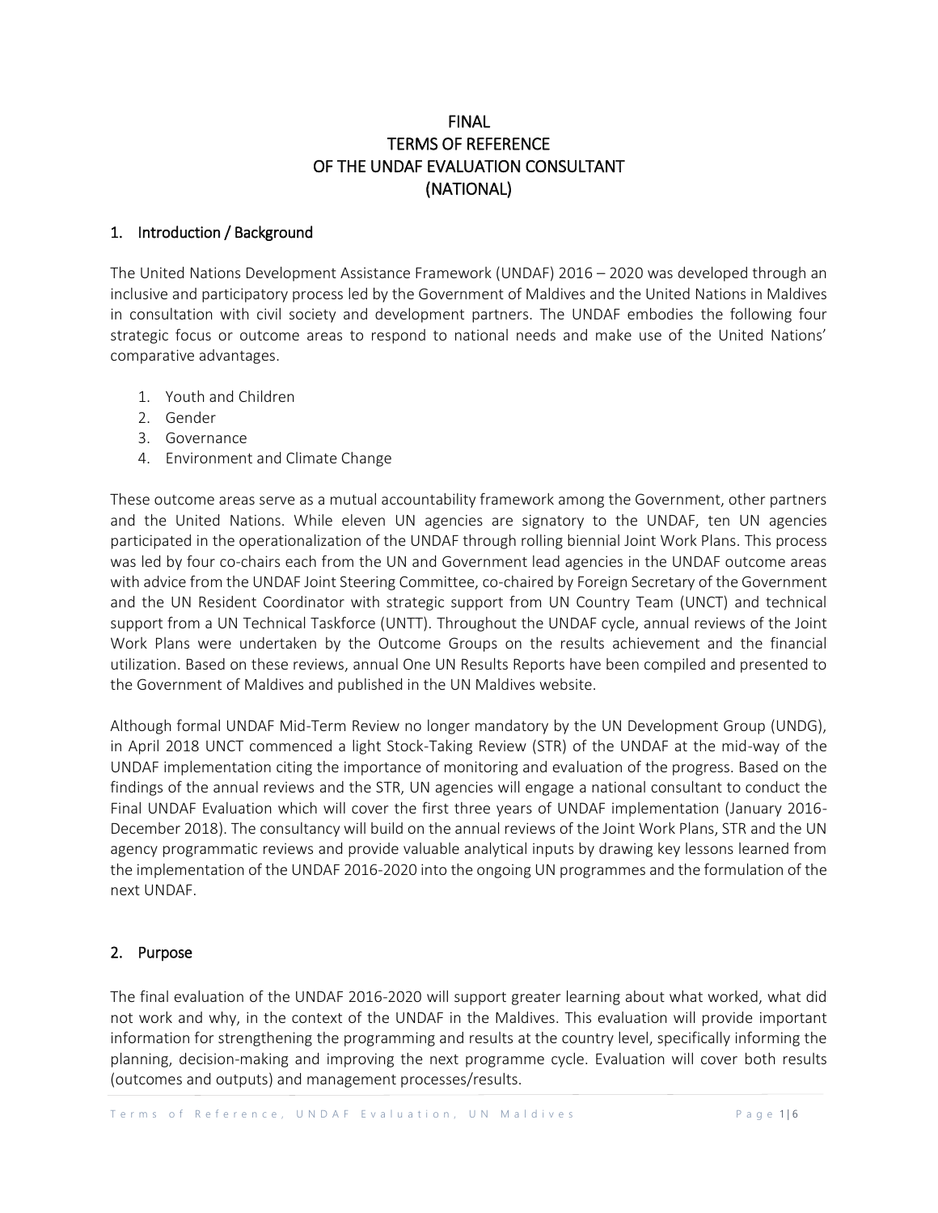# FINAL
# TERMS OF REFERENCE
# OF THE UNDAF EVALUATION CONSULTANT
# (NATIONAL)

## 1. Introduction / Background

The United Nations Development Assistance Framework (UNDAF) 2016 – 2020 was developed through an inclusive and participatory process led by the Government of Maldives and the United Nations in Maldives in consultation with civil society and development partners. The UNDAF embodies the following four strategic focus or outcome areas to respond to national needs and make use of the United Nations' comparative advantages.

1. Youth and Children
2. Gender
3. Governance
4. Environment and Climate Change

These outcome areas serve as a mutual accountability framework among the Government, other partners and the United Nations. While eleven UN agencies are signatory to the UNDAF, ten UN agencies participated in the operationalization of the UNDAF through rolling biennial Joint Work Plans. This process was led by four co-chairs each from the UN and Government lead agencies in the UNDAF outcome areas with advice from the UNDAF Joint Steering Committee, co-chaired by Foreign Secretary of the Government and the UN Resident Coordinator with strategic support from UN Country Team (UNCT) and technical support from a UN Technical Taskforce (UNTT). Throughout the UNDAF cycle, annual reviews of the Joint Work Plans were undertaken by the Outcome Groups on the results achievement and the financial utilization. Based on these reviews, annual One UN Results Reports have been compiled and presented to the Government of Maldives and published in the UN Maldives website.

Although formal UNDAF Mid-Term Review no longer mandatory by the UN Development Group (UNDG), in April 2018 UNCT commenced a light Stock-Taking Review (STR) of the UNDAF at the mid-way of the UNDAF implementation citing the importance of monitoring and evaluation of the progress. Based on the findings of the annual reviews and the STR, UN agencies will engage a national consultant to conduct the Final UNDAF Evaluation which will cover the first three years of UNDAF implementation (January 2016-December 2018). The consultancy will build on the annual reviews of the Joint Work Plans, STR and the UN agency programmatic reviews and provide valuable analytical inputs by drawing key lessons learned from the implementation of the UNDAF 2016-2020 into the ongoing UN programmes and the formulation of the next UNDAF.

## 2. Purpose

The final evaluation of the UNDAF 2016-2020 will support greater learning about what worked, what did not work and why, in the context of the UNDAF in the Maldives. This evaluation will provide important information for strengthening the programming and results at the country level, specifically informing the planning, decision-making and improving the next programme cycle. Evaluation will cover both results (outcomes and outputs) and management processes/results.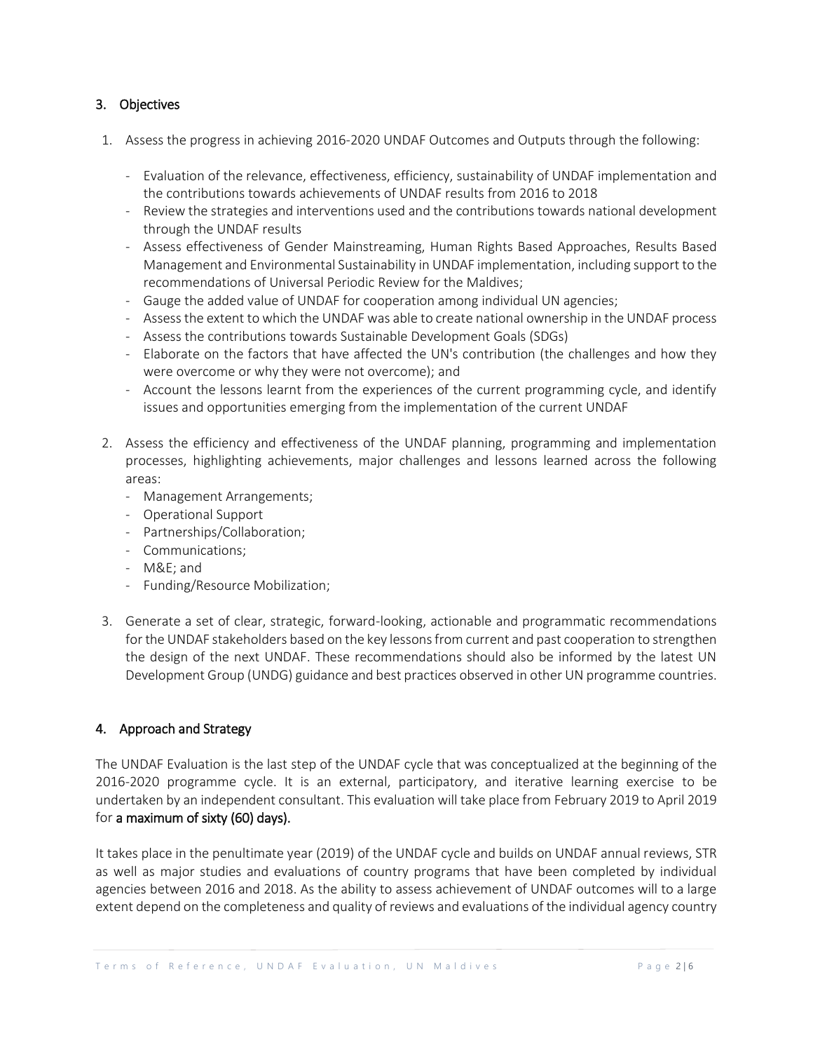## 3. Objectives

1. Assess the progress in achieving 2016-2020 UNDAF Outcomes and Outputs through the following:

   - Evaluation of the relevance, effectiveness, efficiency, sustainability of UNDAF implementation and the contributions towards achievements of UNDAF results from 2016 to 2018
   - Review the strategies and interventions used and the contributions towards national development through the UNDAF results
   - Assess effectiveness of Gender Mainstreaming, Human Rights Based Approaches, Results Based Management and Environmental Sustainability in UNDAF implementation, including support to the recommendations of Universal Periodic Review for the Maldives;
   - Gauge the added value of UNDAF for cooperation among individual UN agencies;
   - Assess the extent to which the UNDAF was able to create national ownership in the UNDAF process
   - Assess the contributions towards Sustainable Development Goals (SDGs)
   - Elaborate on the factors that have affected the UN's contribution (the challenges and how they were overcome or why they were not overcome); and
   - Account the lessons learnt from the experiences of the current programming cycle, and identify issues and opportunities emerging from the implementation of the current UNDAF

2. Assess the efficiency and effectiveness of the UNDAF planning, programming and implementation processes, highlighting achievements, major challenges and lessons learned across the following areas:
   - Management Arrangements;
   - Operational Support
   - Partnerships/Collaboration;
   - Communications;
   - M&E; and
   - Funding/Resource Mobilization;

3. Generate a set of clear, strategic, forward-looking, actionable and programmatic recommendations for the UNDAF stakeholders based on the key lessons from current and past cooperation to strengthen the design of the next UNDAF. These recommendations should also be informed by the latest UN Development Group (UNDG) guidance and best practices observed in other UN programme countries.

## 4. Approach and Strategy

The UNDAF Evaluation is the last step of the UNDAF cycle that was conceptualized at the beginning of the 2016-2020 programme cycle. It is an external, participatory, and iterative learning exercise to be undertaken by an independent consultant. This evaluation will take place from February 2019 to April 2019 for **a maximum of sixty (60) days).**

It takes place in the penultimate year (2019) of the UNDAF cycle and builds on UNDAF annual reviews, STR as well as major studies and evaluations of country programs that have been completed by individual agencies between 2016 and 2018. As the ability to assess achievement of UNDAF outcomes will to a large extent depend on the completeness and quality of reviews and evaluations of the individual agency country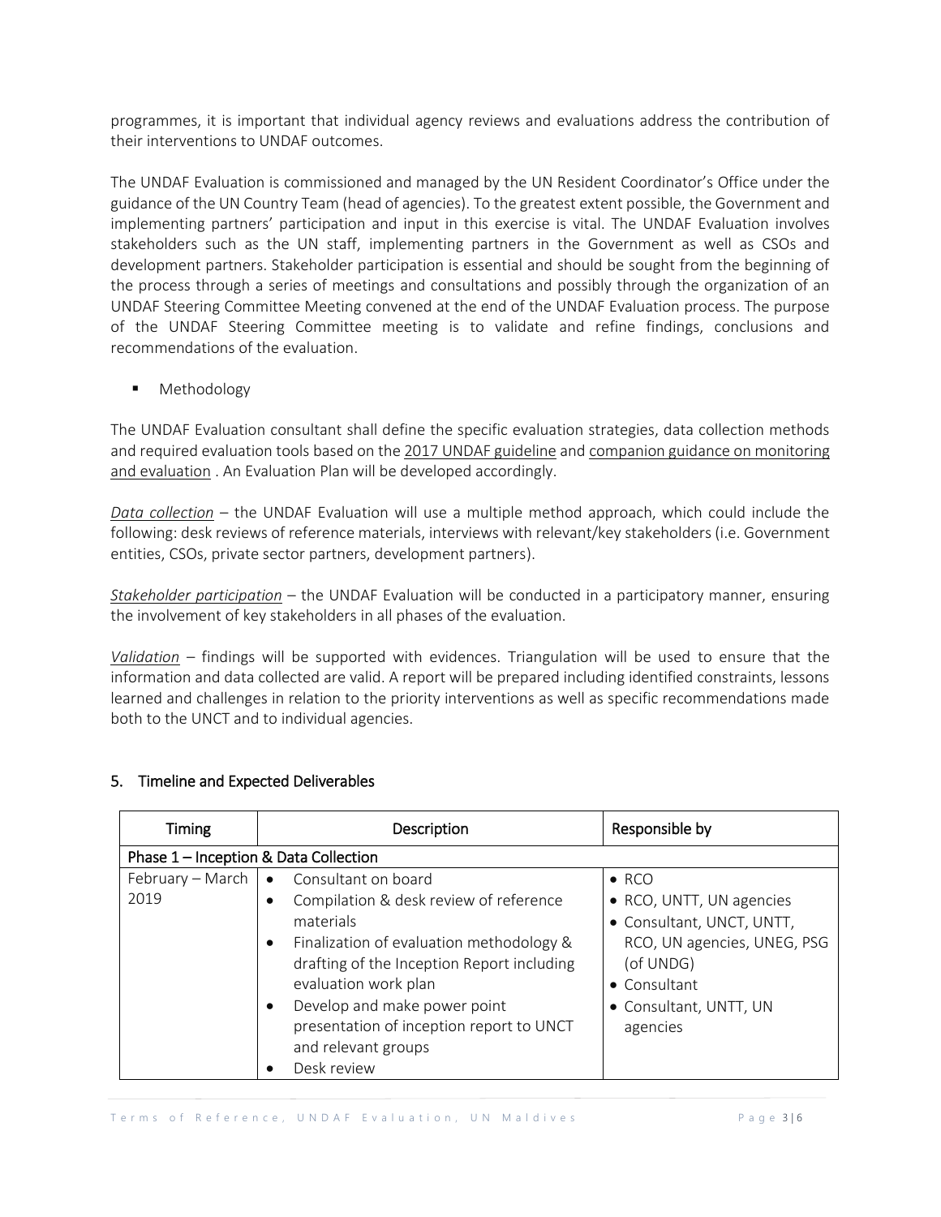programmes, it is important that individual agency reviews and evaluations address the contribution of their interventions to UNDAF outcomes.

The UNDAF Evaluation is commissioned and managed by the UN Resident Coordinator's Office under the guidance of the UN Country Team (head of agencies). To the greatest extent possible, the Government and implementing partners' participation and input in this exercise is vital. The UNDAF Evaluation involves stakeholders such as the UN staff, implementing partners in the Government as well as CSOs and development partners. Stakeholder participation is essential and should be sought from the beginning of the process through a series of meetings and consultations and possibly through the organization of an UNDAF Steering Committee Meeting convened at the end of the UNDAF Evaluation process. The purpose of the UNDAF Steering Committee meeting is to validate and refine findings, conclusions and recommendations of the evaluation.

- Methodology

The UNDAF Evaluation consultant shall define the specific evaluation strategies, data collection methods and required evaluation tools based on the 2017 UNDAF guideline and companion guidance on monitoring and evaluation . An Evaluation Plan will be developed accordingly.

*Data collection* – the UNDAF Evaluation will use a multiple method approach, which could include the following: desk reviews of reference materials, interviews with relevant/key stakeholders (i.e. Government entities, CSOs, private sector partners, development partners).

*Stakeholder participation* – the UNDAF Evaluation will be conducted in a participatory manner, ensuring the involvement of key stakeholders in all phases of the evaluation.

*Validation* – findings will be supported with evidences. Triangulation will be used to ensure that the information and data collected are valid. A report will be prepared including identified constraints, lessons learned and challenges in relation to the priority interventions as well as specific recommendations made both to the UNCT and to individual agencies.

## 5. Timeline and Expected Deliverables

| Timing | Description | Responsible by |
|---|---|---|
| Phase 1 – Inception & Data Collection | | |
| February – March 2019 | • Consultant on board<br>• Compilation & desk review of reference materials<br>• Finalization of evaluation methodology & drafting of the Inception Report including evaluation work plan<br>• Develop and make power point presentation of inception report to UNCT and relevant groups<br>• Desk review | • RCO<br>• RCO, UNTT, UN agencies<br>• Consultant, UNCT, UNTT, RCO, UN agencies, UNEG, PSG (of UNDG)<br>• Consultant<br>• Consultant, UNTT, UN agencies |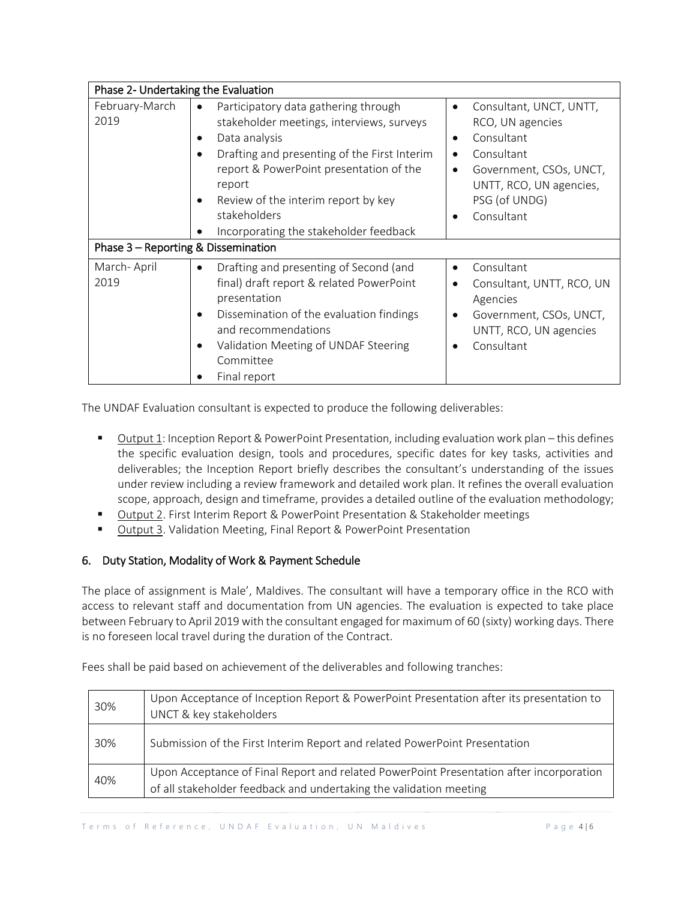| Phase 2- Undertaking the Evaluation | | |
|---|---|---|
| February-March 2019 | • Participatory data gathering through stakeholder meetings, interviews, surveys<br>• Data analysis<br>• Drafting and presenting of the First Interim report & PowerPoint presentation of the report<br>• Review of the interim report by key stakeholders<br>• Incorporating the stakeholder feedback | • Consultant, UNCT, UNTT, RCO, UN agencies<br>• Consultant<br>• Consultant<br>• Government, CSOs, UNCT, UNTT, RCO, UN agencies, PSG (of UNDG)<br>• Consultant |
| **Phase 3 – Reporting & Dissemination** | | |
| March- April 2019 | • Drafting and presenting of Second (and final) draft report & related PowerPoint presentation<br>• Dissemination of the evaluation findings and recommendations<br>• Validation Meeting of UNDAF Steering Committee<br>• Final report | • Consultant<br>• Consultant, UNTT, RCO, UN Agencies<br>• Government, CSOs, UNCT, UNTT, RCO, UN agencies<br>• Consultant |

The UNDAF Evaluation consultant is expected to produce the following deliverables:

- Output 1: Inception Report & PowerPoint Presentation, including evaluation work plan – this defines the specific evaluation design, tools and procedures, specific dates for key tasks, activities and deliverables; the Inception Report briefly describes the consultant's understanding of the issues under review including a review framework and detailed work plan. It refines the overall evaluation scope, approach, design and timeframe, provides a detailed outline of the evaluation methodology;
- Output 2. First Interim Report & PowerPoint Presentation & Stakeholder meetings
- Output 3. Validation Meeting, Final Report & PowerPoint Presentation

## 6. Duty Station, Modality of Work & Payment Schedule

The place of assignment is Male', Maldives. The consultant will have a temporary office in the RCO with access to relevant staff and documentation from UN agencies. The evaluation is expected to take place between February to April 2019 with the consultant engaged for maximum of 60 (sixty) working days. There is no foreseen local travel during the duration of the Contract.

Fees shall be paid based on achievement of the deliverables and following tranches:

| | |
|---|---|
| 30% | Upon Acceptance of Inception Report & PowerPoint Presentation after its presentation to UNCT & key stakeholders |
| 30% | Submission of the First Interim Report and related PowerPoint Presentation |
| 40% | Upon Acceptance of Final Report and related PowerPoint Presentation after incorporation of all stakeholder feedback and undertaking the validation meeting |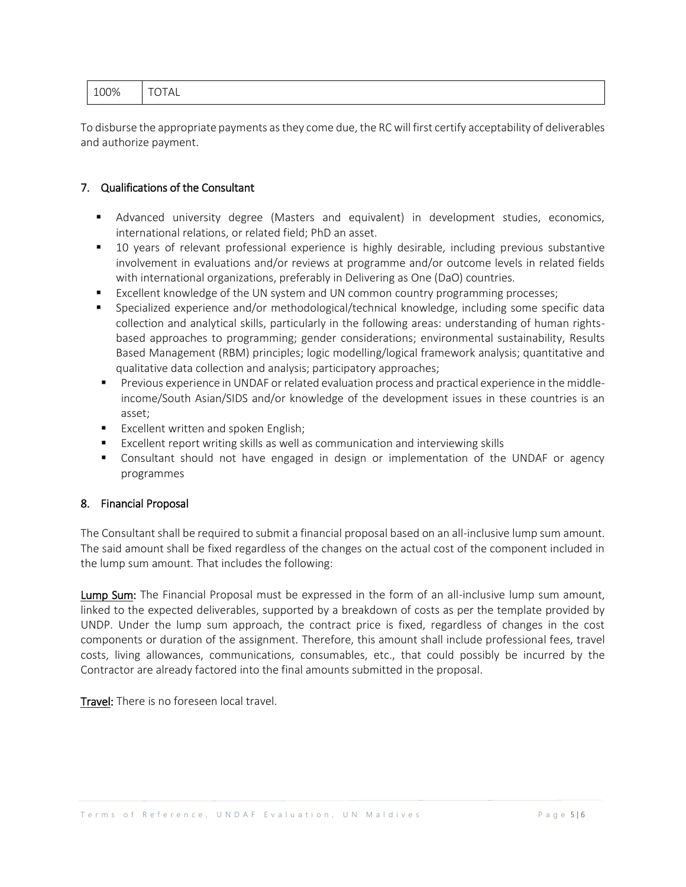| 100% | TOTAL |
|---|---|

To disburse the appropriate payments as they come due, the RC will first certify acceptability of deliverables and authorize payment.

## 7. Qualifications of the Consultant

- Advanced university degree (Masters and equivalent) in development studies, economics, international relations, or related field; PhD an asset.
- 10 years of relevant professional experience is highly desirable, including previous substantive involvement in evaluations and/or reviews at programme and/or outcome levels in related fields with international organizations, preferably in Delivering as One (DaO) countries.
- Excellent knowledge of the UN system and UN common country programming processes;
- Specialized experience and/or methodological/technical knowledge, including some specific data collection and analytical skills, particularly in the following areas: understanding of human rights-based approaches to programming; gender considerations; environmental sustainability, Results Based Management (RBM) principles; logic modelling/logical framework analysis; quantitative and qualitative data collection and analysis; participatory approaches;
- Previous experience in UNDAF or related evaluation process and practical experience in the middle-income/South Asian/SIDS and/or knowledge of the development issues in these countries is an asset;
- Excellent written and spoken English;
- Excellent report writing skills as well as communication and interviewing skills
- Consultant should not have engaged in design or implementation of the UNDAF or agency programmes

## 8. Financial Proposal

The Consultant shall be required to submit a financial proposal based on an all-inclusive lump sum amount. The said amount shall be fixed regardless of the changes on the actual cost of the component included in the lump sum amount. That includes the following:

**Lump Sum:** The Financial Proposal must be expressed in the form of an all-inclusive lump sum amount, linked to the expected deliverables, supported by a breakdown of costs as per the template provided by UNDP. Under the lump sum approach, the contract price is fixed, regardless of changes in the cost components or duration of the assignment. Therefore, this amount shall include professional fees, travel costs, living allowances, communications, consumables, etc., that could possibly be incurred by the Contractor are already factored into the final amounts submitted in the proposal.

**Travel:** There is no foreseen local travel.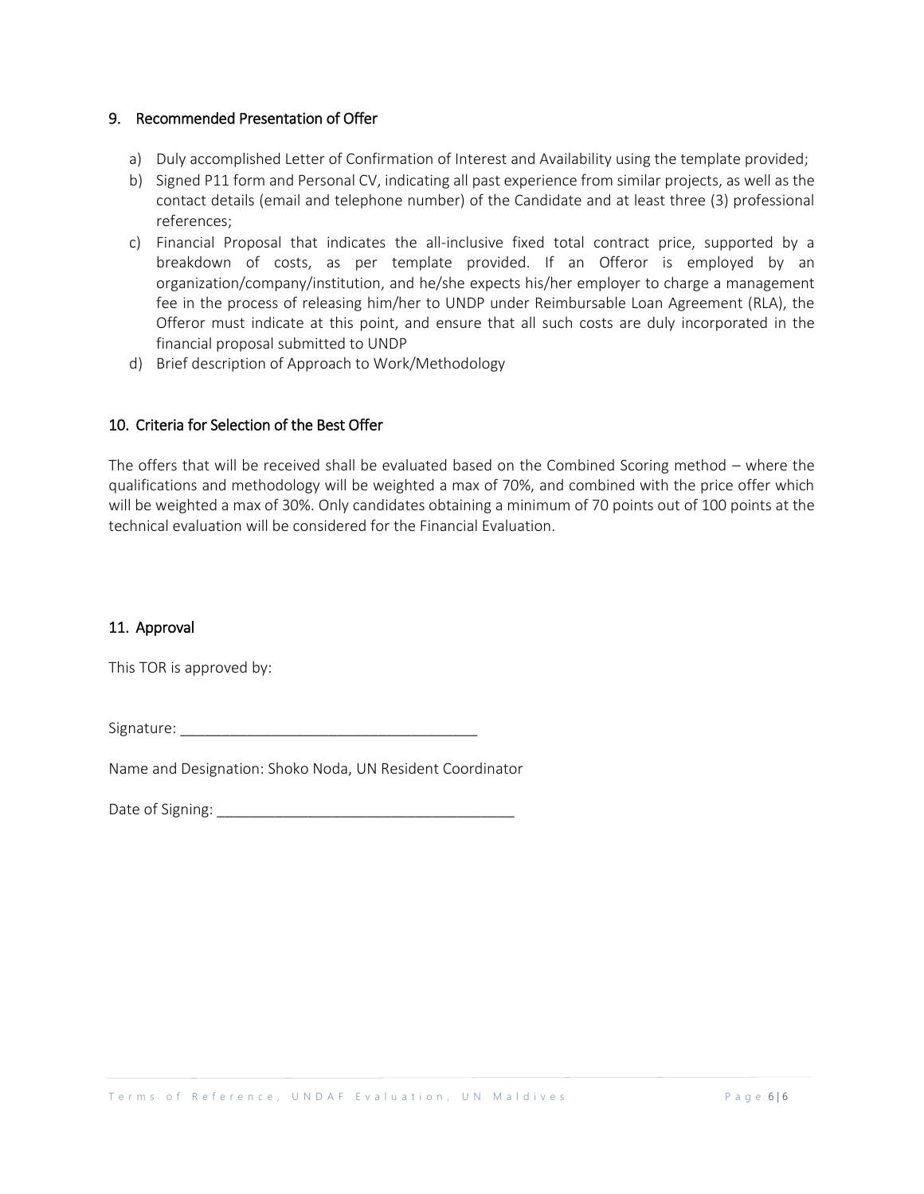## 9. Recommended Presentation of Offer

a) Duly accomplished Letter of Confirmation of Interest and Availability using the template provided;
b) Signed P11 form and Personal CV, indicating all past experience from similar projects, as well as the contact details (email and telephone number) of the Candidate and at least three (3) professional references;
c) Financial Proposal that indicates the all-inclusive fixed total contract price, supported by a breakdown of costs, as per template provided. If an Offeror is employed by an organization/company/institution, and he/she expects his/her employer to charge a management fee in the process of releasing him/her to UNDP under Reimbursable Loan Agreement (RLA), the Offeror must indicate at this point, and ensure that all such costs are duly incorporated in the financial proposal submitted to UNDP
d) Brief description of Approach to Work/Methodology

## 10. Criteria for Selection of the Best Offer

The offers that will be received shall be evaluated based on the Combined Scoring method – where the qualifications and methodology will be weighted a max of 70%, and combined with the price offer which will be weighted a max of 30%. Only candidates obtaining a minimum of 70 points out of 100 points at the technical evaluation will be considered for the Financial Evaluation.

## 11. Approval

This TOR is approved by:

Signature: ____________________________________

Name and Designation: Shoko Noda, UN Resident Coordinator

Date of Signing: ____________________________________